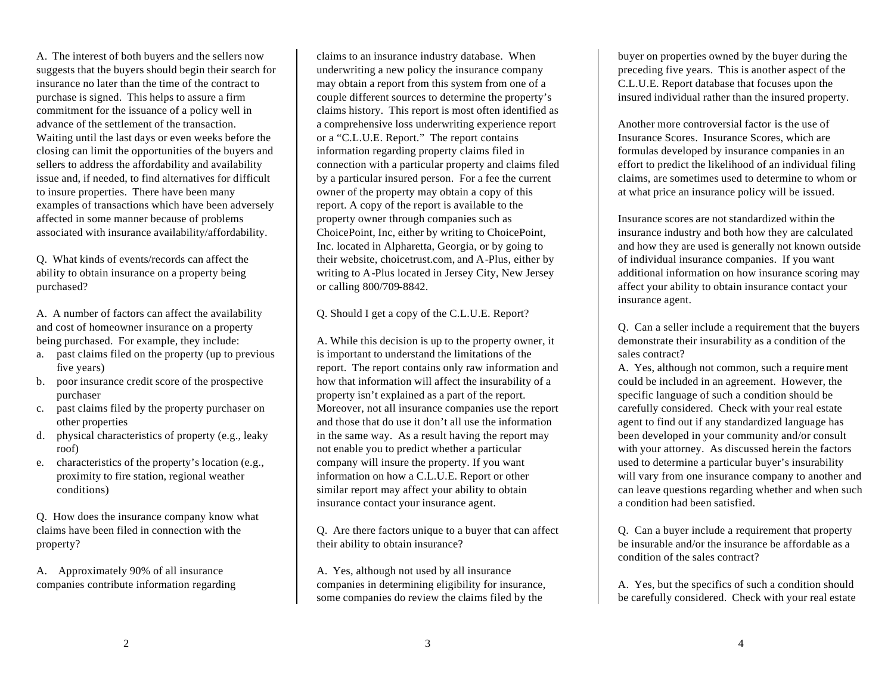A. The interest of both buyers and the sellers now suggests that the buyers should begin their search for insurance no later than the time of the contract to purchase is signed. This helps to assure a firm commitment for the issuance of a policy well in advance of the settlement of the transaction. Waiting until the last days or even weeks before the closing can limit the opportunities of the buyers and sellers to address the affordability and availability issue and, if needed, to find alternatives for difficult to insure properties. There have been many examples of transactions which have been adversely affected in some manner because of problems associated with insurance availability/affordability.

Q. What kinds of events/records can affect the ability to obtain insurance on a property being purchased?

A. A number of factors can affect the availability and cost of homeowner insurance on a property being purchased. For example, they include:

a. past claims filed on the property (up to previous five years)
b. poor insurance credit score of the prospective purchaser
c. past claims filed by the property purchaser on other properties
d. physical characteristics of property (e.g., leaky roof)
e. characteristics of the property's location (e.g., proximity to fire station, regional weather conditions)

Q. How does the insurance company know what claims have been filed in connection with the property?

A. Approximately 90% of all insurance companies contribute information regarding claims to an insurance industry database. When underwriting a new policy the insurance company may obtain a report from this system from one of a couple different sources to determine the property's claims history. This report is most often identified as a comprehensive loss underwriting experience report or a "C.L.U.E. Report." The report contains information regarding property claims filed in connection with a particular property and claims filed by a particular insured person. For a fee the current owner of the property may obtain a copy of this report. A copy of the report is available to the property owner through companies such as ChoicePoint, Inc, either by writing to ChoicePoint, Inc. located in Alpharetta, Georgia, or by going to their website, choicetrust.com, and A-Plus, either by writing to A-Plus located in Jersey City, New Jersey or calling 800/709-8842.

Q. Should I get a copy of the C.L.U.E. Report?

A. While this decision is up to the property owner, it is important to understand the limitations of the report. The report contains only raw information and how that information will affect the insurability of a property isn't explained as a part of the report. Moreover, not all insurance companies use the report and those that do use it don't all use the information in the same way. As a result having the report may not enable you to predict whether a particular company will insure the property. If you want information on how a C.L.U.E. Report or other similar report may affect your ability to obtain insurance contact your insurance agent.

Q. Are there factors unique to a buyer that can affect their ability to obtain insurance?

A. Yes, although not used by all insurance companies in determining eligibility for insurance, some companies do review the claims filed by the buyer on properties owned by the buyer during the preceding five years. This is another aspect of the C.L.U.E. Report database that focuses upon the insured individual rather than the insured property.

Another more controversial factor is the use of Insurance Scores. Insurance Scores, which are formulas developed by insurance companies in an effort to predict the likelihood of an individual filing claims, are sometimes used to determine to whom or at what price an insurance policy will be issued.

Insurance scores are not standardized within the insurance industry and both how they are calculated and how they are used is generally not known outside of individual insurance companies. If you want additional information on how insurance scoring may affect your ability to obtain insurance contact your insurance agent.

Q. Can a seller include a requirement that the buyers demonstrate their insurability as a condition of the sales contract?

A. Yes, although not common, such a requirement could be included in an agreement. However, the specific language of such a condition should be carefully considered. Check with your real estate agent to find out if any standardized language has been developed in your community and/or consult with your attorney. As discussed herein the factors used to determine a particular buyer's insurability will vary from one insurance company to another and can leave questions regarding whether and when such a condition had been satisfied.

Q. Can a buyer include a requirement that property be insurable and/or the insurance be affordable as a condition of the sales contract?

A. Yes, but the specifics of such a condition should be carefully considered. Check with your real estate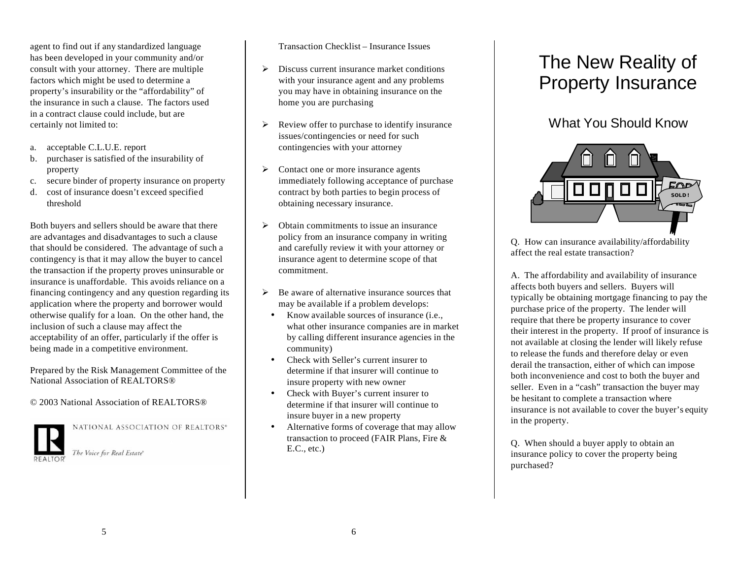agent to find out if any standardized language has been developed in your community and/or consult with your attorney. There are multiple factors which might be used to determine a property's insurability or the "affordability" of the insurance in such a clause. The factors used in a contract clause could include, but are certainly not limited to:

a. acceptable C.L.U.E. report
b. purchaser is satisfied of the insurability of property
c. secure binder of property insurance on property
d. cost of insurance doesn't exceed specified threshold

Both buyers and sellers should be aware that there are advantages and disadvantages to such a clause that should be considered. The advantage of such a contingency is that it may allow the buyer to cancel the transaction if the property proves uninsurable or insurance is unaffordable. This avoids reliance on a financing contingency and any question regarding its application where the property and borrower would otherwise qualify for a loan. On the other hand, the inclusion of such a clause may affect the acceptability of an offer, particularly if the offer is being made in a competitive environment.

Prepared by the Risk Management Committee of the National Association of REALTORS®

© 2003 National Association of REALTORS®

NATIONAL ASSOCIATION OF REALTORS®

*The Voice for Real Estate®*

Transaction Checklist – Insurance Issues

- Discuss current insurance market conditions with your insurance agent and any problems you may have in obtaining insurance on the home you are purchasing
- Review offer to purchase to identify insurance issues/contingencies or need for such contingencies with your attorney
- Contact one or more insurance agents immediately following acceptance of purchase contract by both parties to begin process of obtaining necessary insurance.
- Obtain commitments to issue an insurance policy from an insurance company in writing and carefully review it with your attorney or insurance agent to determine scope of that commitment.
- Be aware of alternative insurance sources that may be available if a problem develops:
  - Know available sources of insurance (i.e., what other insurance companies are in market by calling different insurance agencies in the community)
  - Check with Seller's current insurer to determine if that insurer will continue to insure property with new owner
  - Check with Buyer's current insurer to determine if that insurer will continue to insure buyer in a new property
  - Alternative forms of coverage that may allow transaction to proceed (FAIR Plans, Fire & E.C., etc.)

# The New Reality of Property Insurance

## What You Should Know

Q. How can insurance availability/affordability affect the real estate transaction?

A. The affordability and availability of insurance affects both buyers and sellers. Buyers will typically be obtaining mortgage financing to pay the purchase price of the property. The lender will require that there be property insurance to cover their interest in the property. If proof of insurance is not available at closing the lender will likely refuse to release the funds and therefore delay or even derail the transaction, either of which can impose both inconvenience and cost to both the buyer and seller. Even in a "cash" transaction the buyer may be hesitant to complete a transaction where insurance is not available to cover the buyer's equity in the property.

Q. When should a buyer apply to obtain an insurance policy to cover the property being purchased?